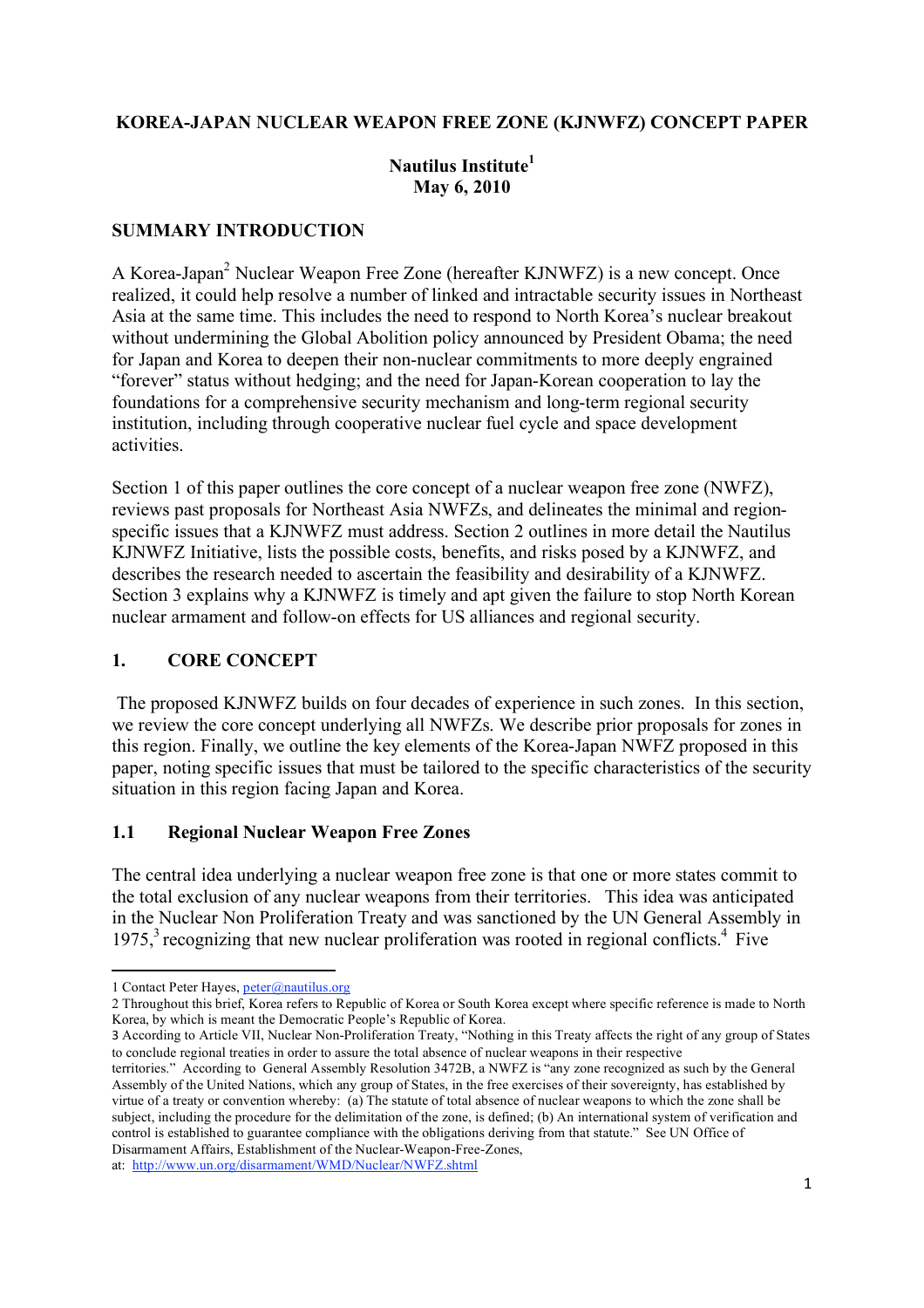**KOREA-JAPAN NUCLEAR WEAPON FREE ZONE (KJNWFZ) CONCEPT PAPER**

**Nautilus Institute[1]**
**May 6, 2010**

## SUMMARY INTRODUCTION

A Korea-Japan[2] Nuclear Weapon Free Zone (hereafter KJNWFZ) is a new concept. Once realized, it could help resolve a number of linked and intractable security issues in Northeast Asia at the same time. This includes the need to respond to North Korea's nuclear breakout without undermining the Global Abolition policy announced by President Obama; the need for Japan and Korea to deepen their non-nuclear commitments to more deeply engrained "forever" status without hedging; and the need for Japan-Korean cooperation to lay the foundations for a comprehensive security mechanism and long-term regional security institution, including through cooperative nuclear fuel cycle and space development activities.

Section 1 of this paper outlines the core concept of a nuclear weapon free zone (NWFZ), reviews past proposals for Northeast Asia NWFZs, and delineates the minimal and region-specific issues that a KJNWFZ must address. Section 2 outlines in more detail the Nautilus KJNWFZ Initiative, lists the possible costs, benefits, and risks posed by a KJNWFZ, and describes the research needed to ascertain the feasibility and desirability of a KJNWFZ. Section 3 explains why a KJNWFZ is timely and apt given the failure to stop North Korean nuclear armament and follow-on effects for US alliances and regional security.

## 1. CORE CONCEPT

The proposed KJNWFZ builds on four decades of experience in such zones. In this section, we review the core concept underlying all NWFZs. We describe prior proposals for zones in this region. Finally, we outline the key elements of the Korea-Japan NWFZ proposed in this paper, noting specific issues that must be tailored to the specific characteristics of the security situation in this region facing Japan and Korea.

### 1.1 Regional Nuclear Weapon Free Zones

The central idea underlying a nuclear weapon free zone is that one or more states commit to the total exclusion of any nuclear weapons from their territories. This idea was anticipated in the Nuclear Non Proliferation Treaty and was sanctioned by the UN General Assembly in 1975,[3] recognizing that new nuclear proliferation was rooted in regional conflicts.[4] Five

---

1 Contact Peter Hayes, peter@nautilus.org

2 Throughout this brief, Korea refers to Republic of Korea or South Korea except where specific reference is made to North Korea, by which is meant the Democratic People's Republic of Korea.

3 According to Article VII, Nuclear Non-Proliferation Treaty, "Nothing in this Treaty affects the right of any group of States to conclude regional treaties in order to assure the total absence of nuclear weapons in their respective territories." According to General Assembly Resolution 3472B, a NWFZ is "any zone recognized as such by the General Assembly of the United Nations, which any group of States, in the free exercises of their sovereignty, has established by virtue of a treaty or convention whereby: (a) The statute of total absence of nuclear weapons to which the zone shall be subject, including the procedure for the delimitation of the zone, is defined; (b) An international system of verification and control is established to guarantee compliance with the obligations deriving from that statute." See UN Office of Disarmament Affairs, Establishment of the Nuclear-Weapon-Free-Zones, at: http://www.un.org/disarmament/WMD/Nuclear/NWFZ.shtml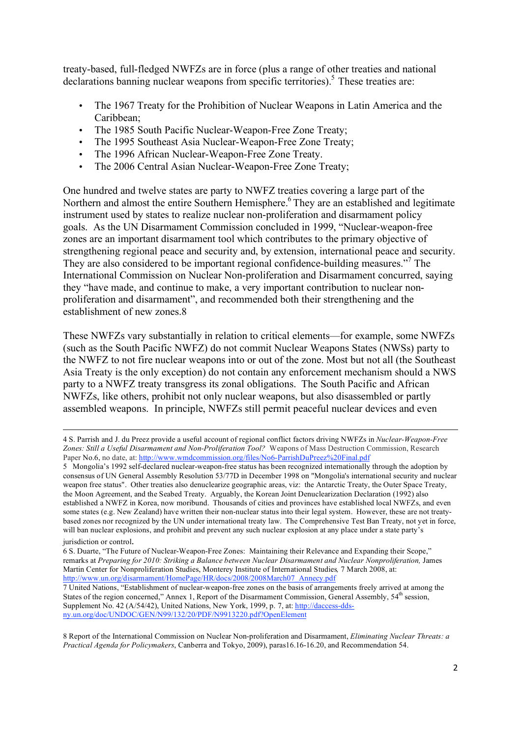treaty-based, full-fledged NWFZs are in force (plus a range of other treaties and national declarations banning nuclear weapons from specific territories).[5] These treaties are:

- The 1967 Treaty for the Prohibition of Nuclear Weapons in Latin America and the Caribbean;
- The 1985 South Pacific Nuclear-Weapon-Free Zone Treaty;
- The 1995 Southeast Asia Nuclear-Weapon-Free Zone Treaty;
- The 1996 African Nuclear-Weapon-Free Zone Treaty.
- The 2006 Central Asian Nuclear-Weapon-Free Zone Treaty;

One hundred and twelve states are party to NWFZ treaties covering a large part of the Northern and almost the entire Southern Hemisphere.[6] They are an established and legitimate instrument used by states to realize nuclear non-proliferation and disarmament policy goals. As the UN Disarmament Commission concluded in 1999, "Nuclear-weapon-free zones are an important disarmament tool which contributes to the primary objective of strengthening regional peace and security and, by extension, international peace and security. They are also considered to be important regional confidence-building measures."[7] The International Commission on Nuclear Non-proliferation and Disarmament concurred, saying they "have made, and continue to make, a very important contribution to nuclear non-proliferation and disarmament", and recommended both their strengthening and the establishment of new zones.8

These NWFZs vary substantially in relation to critical elements—for example, some NWFZs (such as the South Pacific NWFZ) do not commit Nuclear Weapons States (NWSs) party to the NWFZ to not fire nuclear weapons into or out of the zone. Most but not all (the Southeast Asia Treaty is the only exception) do not contain any enforcement mechanism should a NWS party to a NWFZ treaty transgress its zonal obligations. The South Pacific and African NWFZs, like others, prohibit not only nuclear weapons, but also disassembled or partly assembled weapons. In principle, NWFZs still permit peaceful nuclear devices and even

---

4 S. Parrish and J. du Preez provide a useful account of regional conflict factors driving NWFZs in *Nuclear-Weapon-Free Zones: Still a Useful Disarmament and Non-Proliferation Tool?* Weapons of Mass Destruction Commission, Research Paper No.6, no date, at: http://www.wmdcommission.org/files/No6-ParrishDuPreez%20Final.pdf

5 Mongolia's 1992 self-declared nuclear-weapon-free status has been recognized internationally through the adoption by consensus of UN General Assembly Resolution 53/77D in December 1998 on "Mongolia's international security and nuclear weapon free status". Other treaties also denuclearize geographic areas, viz: the Antarctic Treaty, the Outer Space Treaty, the Moon Agreement, and the Seabed Treaty. Arguably, the Korean Joint Denuclearization Declaration (1992) also established a NWFZ in Korea, now moribund. Thousands of cities and provinces have established local NWFZs, and even some states (e.g. New Zealand) have written their non-nuclear status into their legal system. However, these are not treaty-based zones nor recognized by the UN under international treaty law. The Comprehensive Test Ban Treaty, not yet in force, will ban nuclear explosions, and prohibit and prevent any such nuclear explosion at any place under a state party's jurisdiction or control.

6 S. Duarte, "The Future of Nuclear-Weapon-Free Zones: Maintaining their Relevance and Expanding their Scope," remarks at *Preparing for 2010: Striking a Balance between Nuclear Disarmament and Nuclear Nonproliferation,* James Martin Center for Nonproliferation Studies, Monterey Institute of International Studies, 7 March 2008, at: http://www.un.org/disarmament/HomePage/HR/docs/2008/2008March07_Annecy.pdf

7 United Nations, "Establishment of nuclear-weapon-free zones on the basis of arrangements freely arrived at among the States of the region concerned," Annex 1, Report of the Disarmament Commission, General Assembly, 54th session, Supplement No. 42 (A/54/42), United Nations, New York, 1999, p. 7, at: http://daccess-dds-ny.un.org/doc/UNDOC/GEN/N99/132/20/PDF/N9913220.pdf?OpenElement

8 Report of the International Commission on Nuclear Non-proliferation and Disarmament, *Eliminating Nuclear Threats: a Practical Agenda for Policymakers*, Canberra and Tokyo, 2009), paras16.16-16.20, and Recommendation 54.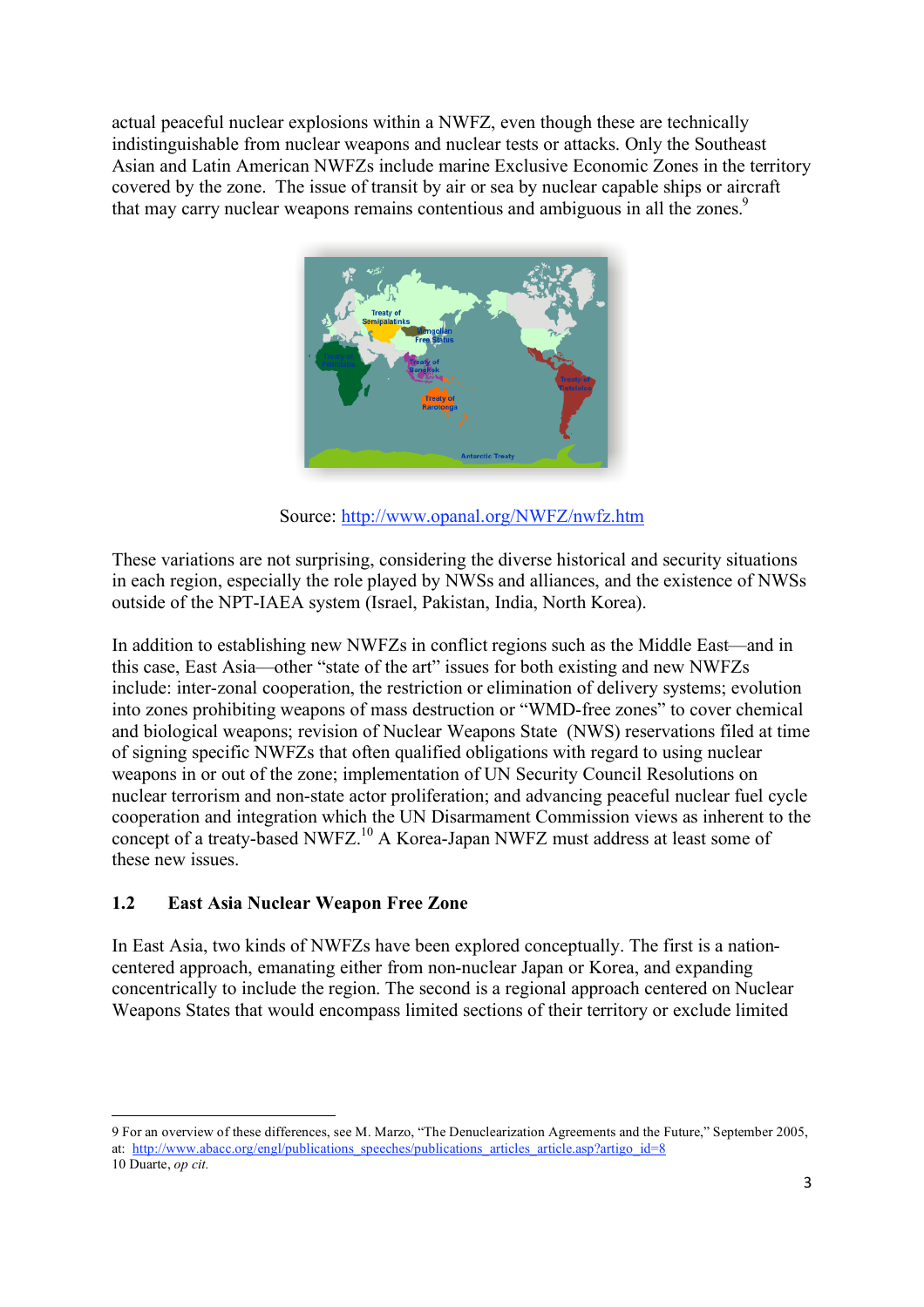actual peaceful nuclear explosions within a NWFZ, even though these are technically indistinguishable from nuclear weapons and nuclear tests or attacks. Only the Southeast Asian and Latin American NWFZs include marine Exclusive Economic Zones in the territory covered by the zone. The issue of transit by air or sea by nuclear capable ships or aircraft that may carry nuclear weapons remains contentious and ambiguous in all the zones.[9]

Source: http://www.opanal.org/NWFZ/nwfz.htm

These variations are not surprising, considering the diverse historical and security situations in each region, especially the role played by NWSs and alliances, and the existence of NWSs outside of the NPT-IAEA system (Israel, Pakistan, India, North Korea).

In addition to establishing new NWFZs in conflict regions such as the Middle East—and in this case, East Asia—other "state of the art" issues for both existing and new NWFZs include: inter-zonal cooperation, the restriction or elimination of delivery systems; evolution into zones prohibiting weapons of mass destruction or "WMD-free zones" to cover chemical and biological weapons; revision of Nuclear Weapons State (NWS) reservations filed at time of signing specific NWFZs that often qualified obligations with regard to using nuclear weapons in or out of the zone; implementation of UN Security Council Resolutions on nuclear terrorism and non-state actor proliferation; and advancing peaceful nuclear fuel cycle cooperation and integration which the UN Disarmament Commission views as inherent to the concept of a treaty-based NWFZ.[10] A Korea-Japan NWFZ must address at least some of these new issues.

## 1.2 East Asia Nuclear Weapon Free Zone

In East Asia, two kinds of NWFZs have been explored conceptually. The first is a nation-centered approach, emanating either from non-nuclear Japan or Korea, and expanding concentrically to include the region. The second is a regional approach centered on Nuclear Weapons States that would encompass limited sections of their territory or exclude limited

---

9 For an overview of these differences, see M. Marzo, "The Denuclearization Agreements and the Future," September 2005, at: http://www.abacc.org/engl/publications_speeches/publications_articles_article.asp?artigo_id=8

10 Duarte, *op cit.*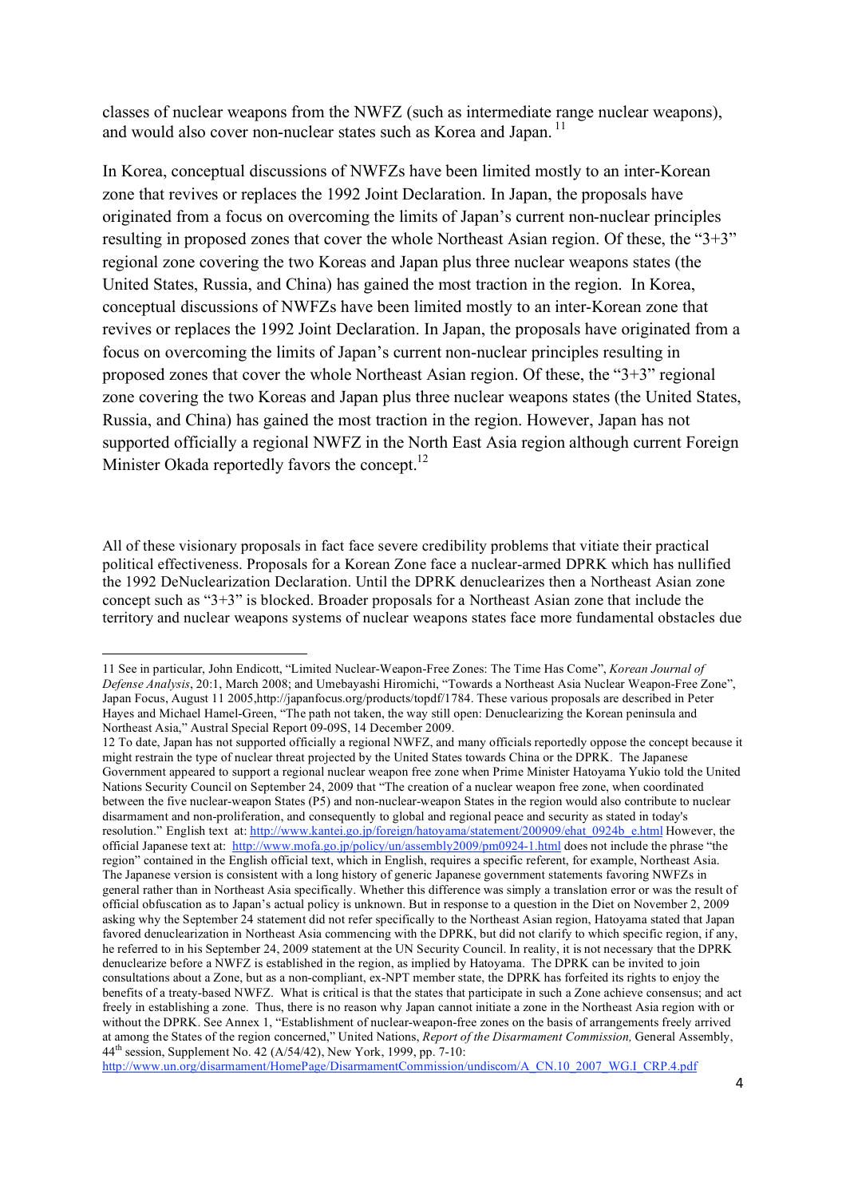classes of nuclear weapons from the NWFZ (such as intermediate range nuclear weapons), and would also cover non-nuclear states such as Korea and Japan. [11]

In Korea, conceptual discussions of NWFZs have been limited mostly to an inter-Korean zone that revives or replaces the 1992 Joint Declaration. In Japan, the proposals have originated from a focus on overcoming the limits of Japan's current non-nuclear principles resulting in proposed zones that cover the whole Northeast Asian region. Of these, the "3+3" regional zone covering the two Koreas and Japan plus three nuclear weapons states (the United States, Russia, and China) has gained the most traction in the region. In Korea, conceptual discussions of NWFZs have been limited mostly to an inter-Korean zone that revives or replaces the 1992 Joint Declaration. In Japan, the proposals have originated from a focus on overcoming the limits of Japan's current non-nuclear principles resulting in proposed zones that cover the whole Northeast Asian region. Of these, the "3+3" regional zone covering the two Koreas and Japan plus three nuclear weapons states (the United States, Russia, and China) has gained the most traction in the region. However, Japan has not supported officially a regional NWFZ in the North East Asia region although current Foreign Minister Okada reportedly favors the concept.[12]

All of these visionary proposals in fact face severe credibility problems that vitiate their practical political effectiveness. Proposals for a Korean Zone face a nuclear-armed DPRK which has nullified the 1992 DeNuclearization Declaration. Until the DPRK denuclearizes then a Northeast Asian zone concept such as "3+3" is blocked. Broader proposals for a Northeast Asian zone that include the territory and nuclear weapons systems of nuclear weapons states face more fundamental obstacles due

---

11 See in particular, John Endicott, "Limited Nuclear-Weapon-Free Zones: The Time Has Come", *Korean Journal of Defense Analysis*, 20:1, March 2008; and Umebayashi Hiromichi, "Towards a Northeast Asia Nuclear Weapon-Free Zone", Japan Focus, August 11 2005,http://japanfocus.org/products/topdf/1784. These various proposals are described in Peter Hayes and Michael Hamel-Green, "The path not taken, the way still open: Denuclearizing the Korean peninsula and Northeast Asia," Austral Special Report 09-09S, 14 December 2009.

12 To date, Japan has not supported officially a regional NWFZ, and many officials reportedly oppose the concept because it might restrain the type of nuclear threat projected by the United States towards China or the DPRK. The Japanese Government appeared to support a regional nuclear weapon free zone when Prime Minister Hatoyama Yukio told the United Nations Security Council on September 24, 2009 that "The creation of a nuclear weapon free zone, when coordinated between the five nuclear-weapon States (P5) and non-nuclear-weapon States in the region would also contribute to nuclear disarmament and non-proliferation, and consequently to global and regional peace and security as stated in today's resolution." English text at: http://www.kantei.go.jp/foreign/hatoyama/statement/200909/ehat_0924b_e.html However, the official Japanese text at: http://www.mofa.go.jp/policy/un/assembly2009/pm0924-1.html does not include the phrase "the region" contained in the English official text, which in English, requires a specific referent, for example, Northeast Asia. The Japanese version is consistent with a long history of generic Japanese government statements favoring NWFZs in general rather than in Northeast Asia specifically. Whether this difference was simply a translation error or was the result of official obfuscation as to Japan's actual policy is unknown. But in response to a question in the Diet on November 2, 2009 asking why the September 24 statement did not refer specifically to the Northeast Asian region, Hatoyama stated that Japan favored denuclearization in Northeast Asia commencing with the DPRK, but did not clarify to which specific region, if any, he referred to in his September 24, 2009 statement at the UN Security Council. In reality, it is not necessary that the DPRK denuclearize before a NWFZ is established in the region, as implied by Hatoyama. The DPRK can be invited to join consultations about a Zone, but as a non-compliant, ex-NPT member state, the DPRK has forfeited its rights to enjoy the benefits of a treaty-based NWFZ. What is critical is that the states that participate in such a Zone achieve consensus; and act freely in establishing a zone. Thus, there is no reason why Japan cannot initiate a zone in the Northeast Asia region with or without the DPRK. See Annex 1, "Establishment of nuclear-weapon-free zones on the basis of arrangements freely arrived at among the States of the region concerned," United Nations, *Report of the Disarmament Commission,* General Assembly, 44th session, Supplement No. 42 (A/54/42), New York, 1999, pp. 7-10: http://www.un.org/disarmament/HomePage/DisarmamentCommission/undiscom/A_CN.10_2007_WG.I_CRP.4.pdf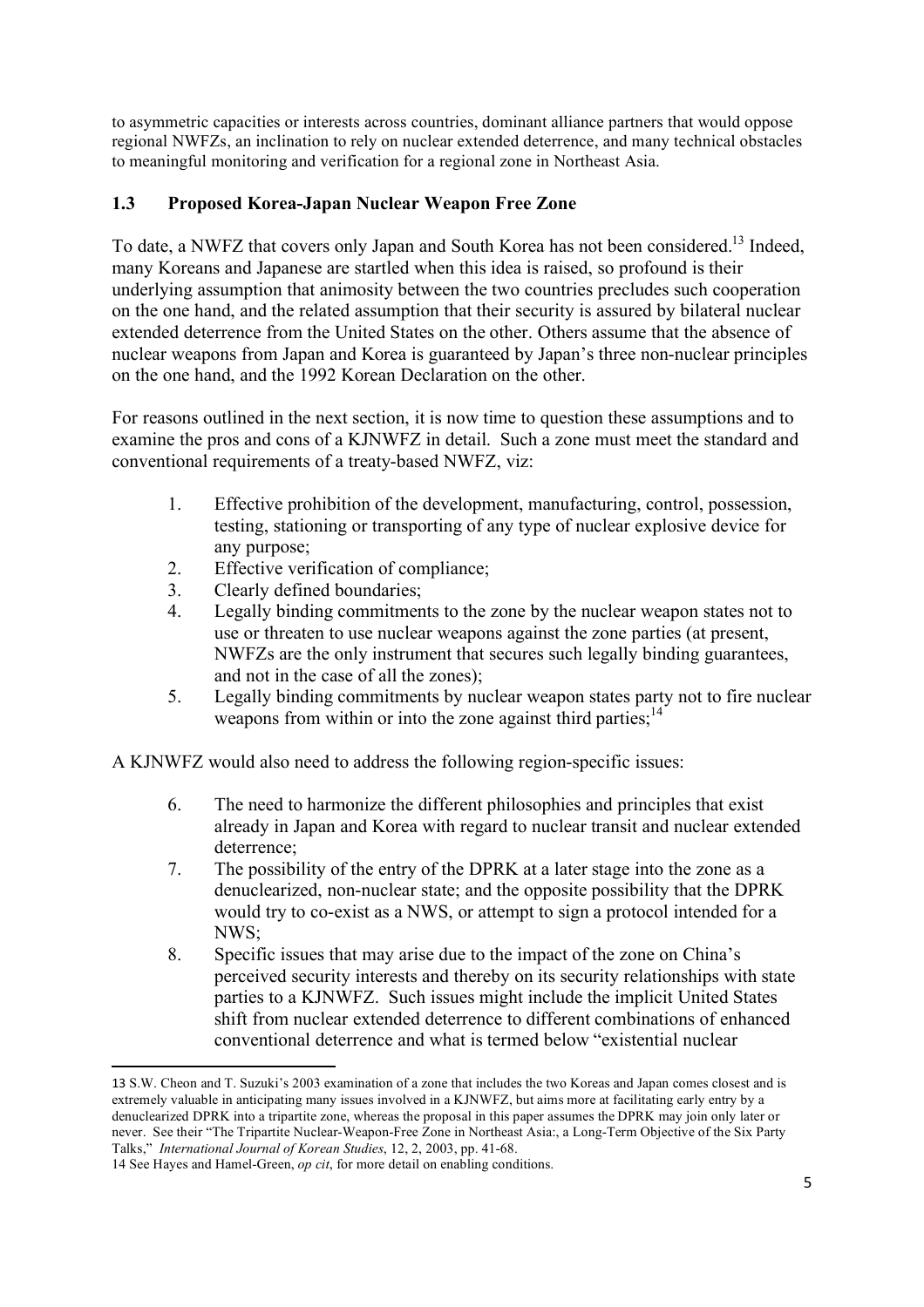to asymmetric capacities or interests across countries, dominant alliance partners that would oppose regional NWFZs, an inclination to rely on nuclear extended deterrence, and many technical obstacles to meaningful monitoring and verification for a regional zone in Northeast Asia.

### 1.3 Proposed Korea-Japan Nuclear Weapon Free Zone

To date, a NWFZ that covers only Japan and South Korea has not been considered.[13] Indeed, many Koreans and Japanese are startled when this idea is raised, so profound is their underlying assumption that animosity between the two countries precludes such cooperation on the one hand, and the related assumption that their security is assured by bilateral nuclear extended deterrence from the United States on the other. Others assume that the absence of nuclear weapons from Japan and Korea is guaranteed by Japan's three non-nuclear principles on the one hand, and the 1992 Korean Declaration on the other.

For reasons outlined in the next section, it is now time to question these assumptions and to examine the pros and cons of a KJNWFZ in detail. Such a zone must meet the standard and conventional requirements of a treaty-based NWFZ, viz:

1. Effective prohibition of the development, manufacturing, control, possession, testing, stationing or transporting of any type of nuclear explosive device for any purpose;
2. Effective verification of compliance;
3. Clearly defined boundaries;
4. Legally binding commitments to the zone by the nuclear weapon states not to use or threaten to use nuclear weapons against the zone parties (at present, NWFZs are the only instrument that secures such legally binding guarantees, and not in the case of all the zones);
5. Legally binding commitments by nuclear weapon states party not to fire nuclear weapons from within or into the zone against third parties;[14]

A KJNWFZ would also need to address the following region-specific issues:

6. The need to harmonize the different philosophies and principles that exist already in Japan and Korea with regard to nuclear transit and nuclear extended deterrence;
7. The possibility of the entry of the DPRK at a later stage into the zone as a denuclearized, non-nuclear state; and the opposite possibility that the DPRK would try to co-exist as a NWS, or attempt to sign a protocol intended for a NWS;
8. Specific issues that may arise due to the impact of the zone on China's perceived security interests and thereby on its security relationships with state parties to a KJNWFZ. Such issues might include the implicit United States shift from nuclear extended deterrence to different combinations of enhanced conventional deterrence and what is termed below "existential nuclear

---

13 S.W. Cheon and T. Suzuki's 2003 examination of a zone that includes the two Koreas and Japan comes closest and is extremely valuable in anticipating many issues involved in a KJNWFZ, but aims more at facilitating early entry by a denuclearized DPRK into a tripartite zone, whereas the proposal in this paper assumes the DPRK may join only later or never. See their "The Tripartite Nuclear-Weapon-Free Zone in Northeast Asia:, a Long-Term Objective of the Six Party Talks," *International Journal of Korean Studies*, 12, 2, 2003, pp. 41-68.

14 See Hayes and Hamel-Green, *op cit*, for more detail on enabling conditions.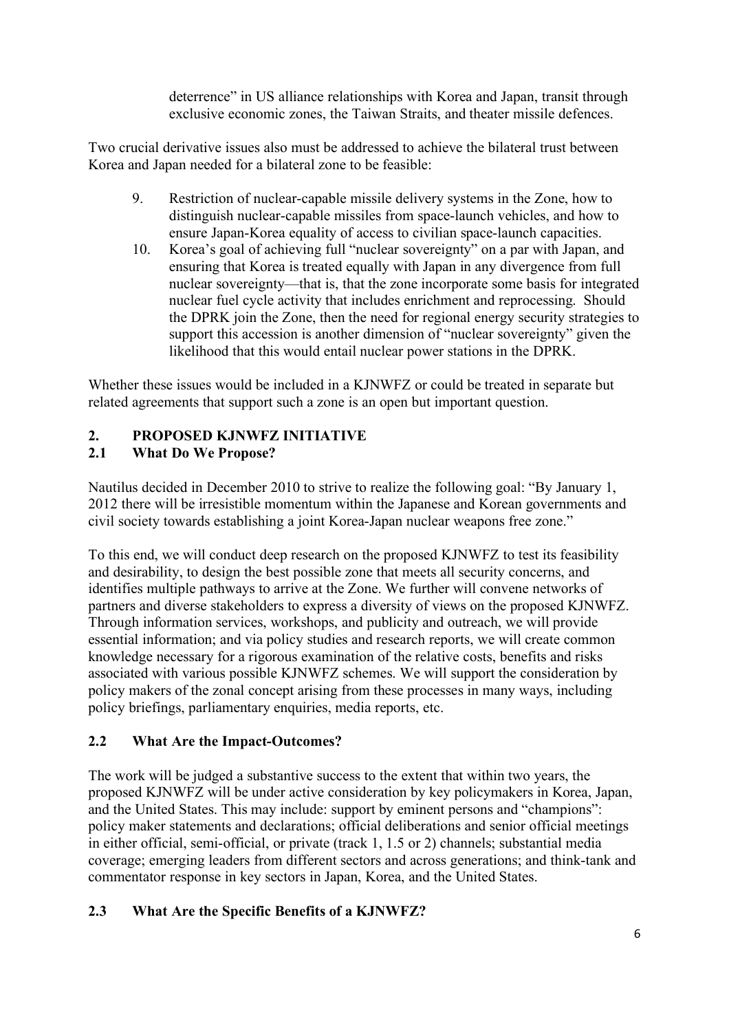deterrence" in US alliance relationships with Korea and Japan, transit through exclusive economic zones, the Taiwan Straits, and theater missile defences.

Two crucial derivative issues also must be addressed to achieve the bilateral trust between Korea and Japan needed for a bilateral zone to be feasible:

9. Restriction of nuclear-capable missile delivery systems in the Zone, how to distinguish nuclear-capable missiles from space-launch vehicles, and how to ensure Japan-Korea equality of access to civilian space-launch capacities.
10. Korea's goal of achieving full "nuclear sovereignty" on a par with Japan, and ensuring that Korea is treated equally with Japan in any divergence from full nuclear sovereignty—that is, that the zone incorporate some basis for integrated nuclear fuel cycle activity that includes enrichment and reprocessing. Should the DPRK join the Zone, then the need for regional energy security strategies to support this accession is another dimension of "nuclear sovereignty" given the likelihood that this would entail nuclear power stations in the DPRK.

Whether these issues would be included in a KJNWFZ or could be treated in separate but related agreements that support such a zone is an open but important question.

## 2. PROPOSED KJNWFZ INITIATIVE

### 2.1 What Do We Propose?

Nautilus decided in December 2010 to strive to realize the following goal: "By January 1, 2012 there will be irresistible momentum within the Japanese and Korean governments and civil society towards establishing a joint Korea-Japan nuclear weapons free zone."

To this end, we will conduct deep research on the proposed KJNWFZ to test its feasibility and desirability, to design the best possible zone that meets all security concerns, and identifies multiple pathways to arrive at the Zone. We further will convene networks of partners and diverse stakeholders to express a diversity of views on the proposed KJNWFZ. Through information services, workshops, and publicity and outreach, we will provide essential information; and via policy studies and research reports, we will create common knowledge necessary for a rigorous examination of the relative costs, benefits and risks associated with various possible KJNWFZ schemes. We will support the consideration by policy makers of the zonal concept arising from these processes in many ways, including policy briefings, parliamentary enquiries, media reports, etc.

### 2.2 What Are the Impact-Outcomes?

The work will be judged a substantive success to the extent that within two years, the proposed KJNWFZ will be under active consideration by key policymakers in Korea, Japan, and the United States. This may include: support by eminent persons and "champions": policy maker statements and declarations; official deliberations and senior official meetings in either official, semi-official, or private (track 1, 1.5 or 2) channels; substantial media coverage; emerging leaders from different sectors and across generations; and think-tank and commentator response in key sectors in Japan, Korea, and the United States.

### 2.3 What Are the Specific Benefits of a KJNWFZ?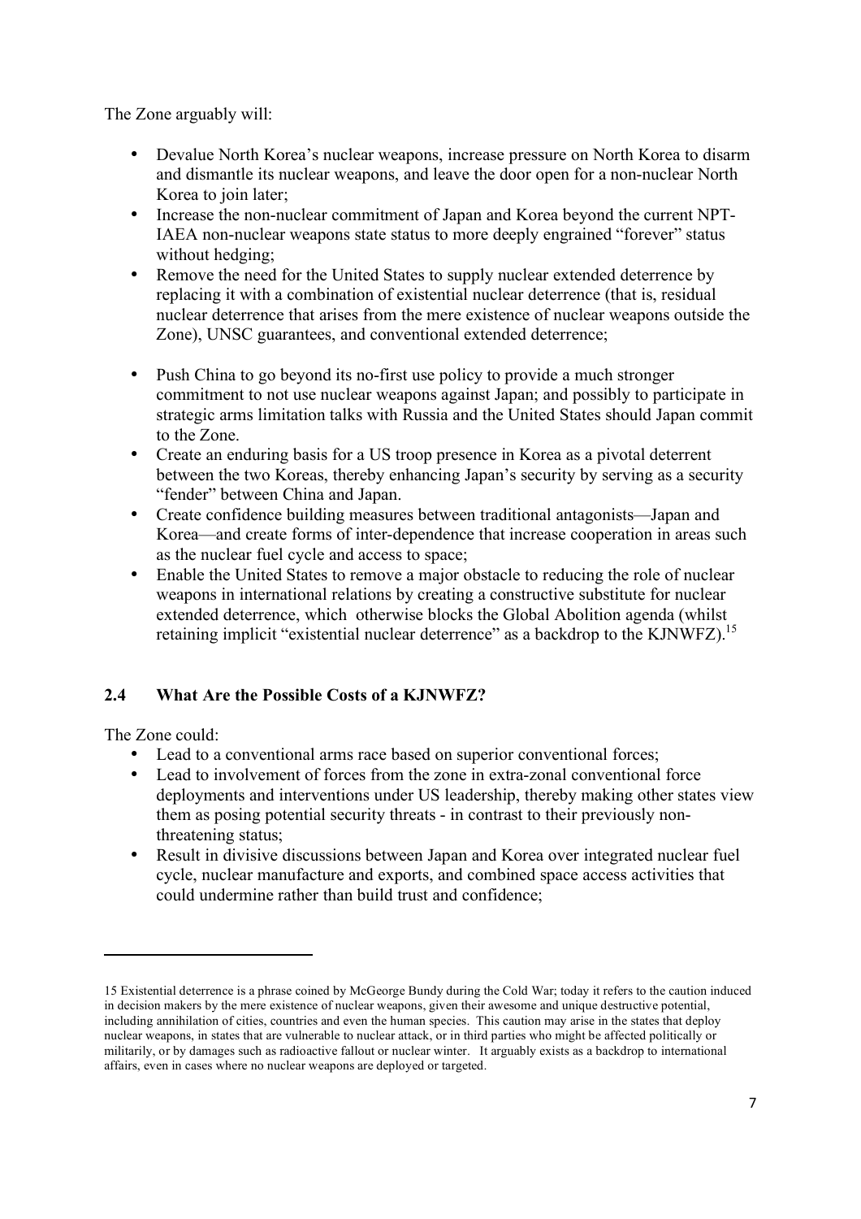The Zone arguably will:

- Devalue North Korea's nuclear weapons, increase pressure on North Korea to disarm and dismantle its nuclear weapons, and leave the door open for a non-nuclear North Korea to join later;
- Increase the non-nuclear commitment of Japan and Korea beyond the current NPT-IAEA non-nuclear weapons state status to more deeply engrained "forever" status without hedging;
- Remove the need for the United States to supply nuclear extended deterrence by replacing it with a combination of existential nuclear deterrence (that is, residual nuclear deterrence that arises from the mere existence of nuclear weapons outside the Zone), UNSC guarantees, and conventional extended deterrence;
- Push China to go beyond its no-first use policy to provide a much stronger commitment to not use nuclear weapons against Japan; and possibly to participate in strategic arms limitation talks with Russia and the United States should Japan commit to the Zone.
- Create an enduring basis for a US troop presence in Korea as a pivotal deterrent between the two Koreas, thereby enhancing Japan's security by serving as a security "fender" between China and Japan.
- Create confidence building measures between traditional antagonists—Japan and Korea—and create forms of inter-dependence that increase cooperation in areas such as the nuclear fuel cycle and access to space;
- Enable the United States to remove a major obstacle to reducing the role of nuclear weapons in international relations by creating a constructive substitute for nuclear extended deterrence, which otherwise blocks the Global Abolition agenda (whilst retaining implicit "existential nuclear deterrence" as a backdrop to the KJNWFZ).[15]

## 2.4 What Are the Possible Costs of a KJNWFZ?

The Zone could:

- Lead to a conventional arms race based on superior conventional forces;
- Lead to involvement of forces from the zone in extra-zonal conventional force deployments and interventions under US leadership, thereby making other states view them as posing potential security threats - in contrast to their previously non-threatening status;
- Result in divisive discussions between Japan and Korea over integrated nuclear fuel cycle, nuclear manufacture and exports, and combined space access activities that could undermine rather than build trust and confidence;

---

15 Existential deterrence is a phrase coined by McGeorge Bundy during the Cold War; today it refers to the caution induced in decision makers by the mere existence of nuclear weapons, given their awesome and unique destructive potential, including annihilation of cities, countries and even the human species. This caution may arise in the states that deploy nuclear weapons, in states that are vulnerable to nuclear attack, or in third parties who might be affected politically or militarily, or by damages such as radioactive fallout or nuclear winter. It arguably exists as a backdrop to international affairs, even in cases where no nuclear weapons are deployed or targeted.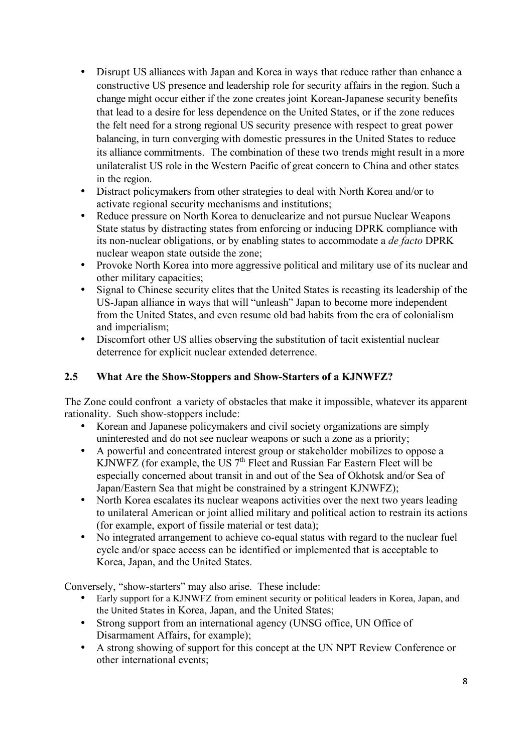- Disrupt US alliances with Japan and Korea in ways that reduce rather than enhance a constructive US presence and leadership role for security affairs in the region. Such a change might occur either if the zone creates joint Korean-Japanese security benefits that lead to a desire for less dependence on the United States, or if the zone reduces the felt need for a strong regional US security presence with respect to great power balancing, in turn converging with domestic pressures in the United States to reduce its alliance commitments. The combination of these two trends might result in a more unilateralist US role in the Western Pacific of great concern to China and other states in the region.
- Distract policymakers from other strategies to deal with North Korea and/or to activate regional security mechanisms and institutions;
- Reduce pressure on North Korea to denuclearize and not pursue Nuclear Weapons State status by distracting states from enforcing or inducing DPRK compliance with its non-nuclear obligations, or by enabling states to accommodate a *de facto* DPRK nuclear weapon state outside the zone;
- Provoke North Korea into more aggressive political and military use of its nuclear and other military capacities;
- Signal to Chinese security elites that the United States is recasting its leadership of the US-Japan alliance in ways that will "unleash" Japan to become more independent from the United States, and even resume old bad habits from the era of colonialism and imperialism;
- Discomfort other US allies observing the substitution of tacit existential nuclear deterrence for explicit nuclear extended deterrence.

## 2.5 What Are the Show-Stoppers and Show-Starters of a KJNWFZ?

The Zone could confront a variety of obstacles that make it impossible, whatever its apparent rationality. Such show-stoppers include:

- Korean and Japanese policymakers and civil society organizations are simply uninterested and do not see nuclear weapons or such a zone as a priority;
- A powerful and concentrated interest group or stakeholder mobilizes to oppose a KJNWFZ (for example, the US 7th Fleet and Russian Far Eastern Fleet will be especially concerned about transit in and out of the Sea of Okhotsk and/or Sea of Japan/Eastern Sea that might be constrained by a stringent KJNWFZ);
- North Korea escalates its nuclear weapons activities over the next two years leading to unilateral American or joint allied military and political action to restrain its actions (for example, export of fissile material or test data);
- No integrated arrangement to achieve co-equal status with regard to the nuclear fuel cycle and/or space access can be identified or implemented that is acceptable to Korea, Japan, and the United States.

Conversely, "show-starters" may also arise. These include:

- Early support for a KJNWFZ from eminent security or political leaders in Korea, Japan, and the United States in Korea, Japan, and the United States;
- Strong support from an international agency (UNSG office, UN Office of Disarmament Affairs, for example);
- A strong showing of support for this concept at the UN NPT Review Conference or other international events;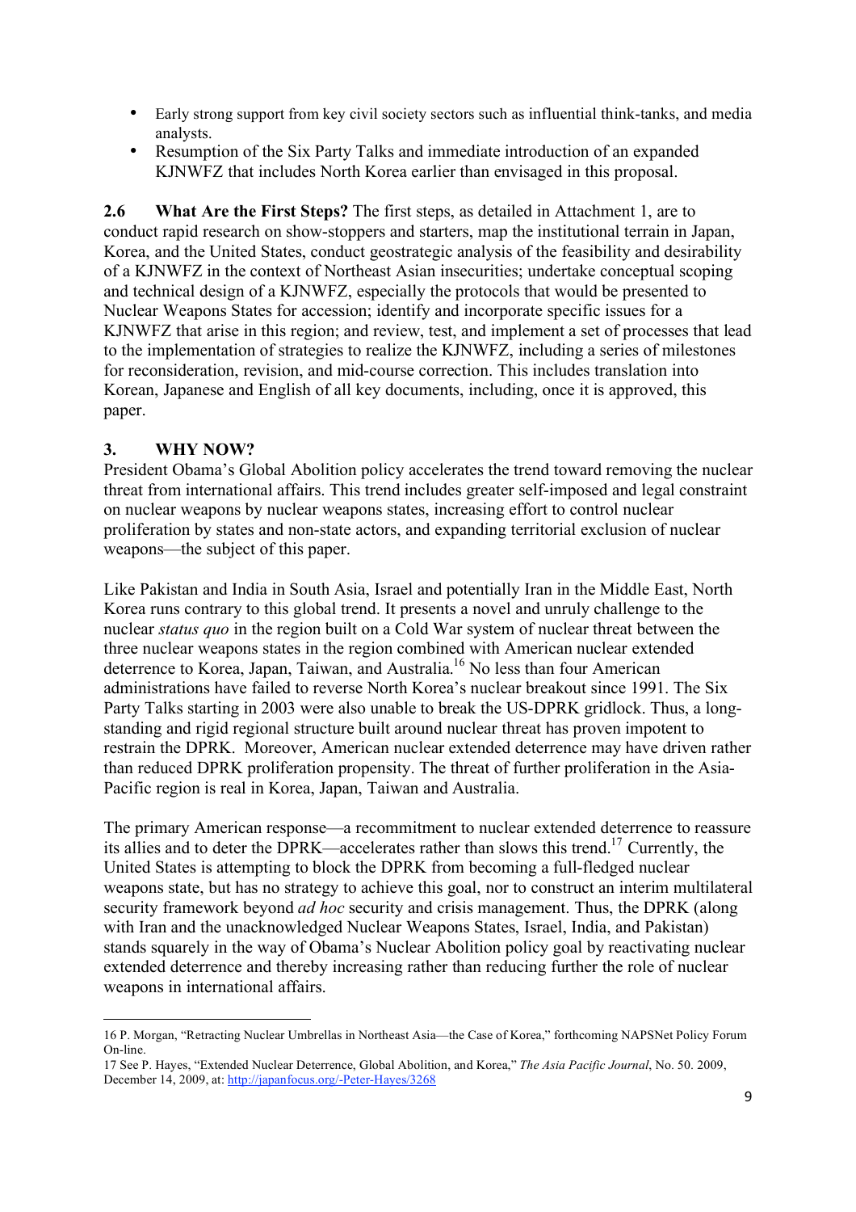- Early strong support from key civil society sectors such as influential think-tanks, and media analysts.
- Resumption of the Six Party Talks and immediate introduction of an expanded KJNWFZ that includes North Korea earlier than envisaged in this proposal.

**2.6 What Are the First Steps?** The first steps, as detailed in Attachment 1, are to conduct rapid research on show-stoppers and starters, map the institutional terrain in Japan, Korea, and the United States, conduct geostrategic analysis of the feasibility and desirability of a KJNWFZ in the context of Northeast Asian insecurities; undertake conceptual scoping and technical design of a KJNWFZ, especially the protocols that would be presented to Nuclear Weapons States for accession; identify and incorporate specific issues for a KJNWFZ that arise in this region; and review, test, and implement a set of processes that lead to the implementation of strategies to realize the KJNWFZ, including a series of milestones for reconsideration, revision, and mid-course correction. This includes translation into Korean, Japanese and English of all key documents, including, once it is approved, this paper.

## 3. WHY NOW?

President Obama's Global Abolition policy accelerates the trend toward removing the nuclear threat from international affairs. This trend includes greater self-imposed and legal constraint on nuclear weapons by nuclear weapons states, increasing effort to control nuclear proliferation by states and non-state actors, and expanding territorial exclusion of nuclear weapons—the subject of this paper.

Like Pakistan and India in South Asia, Israel and potentially Iran in the Middle East, North Korea runs contrary to this global trend. It presents a novel and unruly challenge to the nuclear *status quo* in the region built on a Cold War system of nuclear threat between the three nuclear weapons states in the region combined with American nuclear extended deterrence to Korea, Japan, Taiwan, and Australia.[16] No less than four American administrations have failed to reverse North Korea's nuclear breakout since 1991. The Six Party Talks starting in 2003 were also unable to break the US-DPRK gridlock. Thus, a long-standing and rigid regional structure built around nuclear threat has proven impotent to restrain the DPRK. Moreover, American nuclear extended deterrence may have driven rather than reduced DPRK proliferation propensity. The threat of further proliferation in the Asia-Pacific region is real in Korea, Japan, Taiwan and Australia.

The primary American response—a recommitment to nuclear extended deterrence to reassure its allies and to deter the DPRK—accelerates rather than slows this trend.[17] Currently, the United States is attempting to block the DPRK from becoming a full-fledged nuclear weapons state, but has no strategy to achieve this goal, nor to construct an interim multilateral security framework beyond *ad hoc* security and crisis management. Thus, the DPRK (along with Iran and the unacknowledged Nuclear Weapons States, Israel, India, and Pakistan) stands squarely in the way of Obama's Nuclear Abolition policy goal by reactivating nuclear extended deterrence and thereby increasing rather than reducing further the role of nuclear weapons in international affairs.

---

16 P. Morgan, "Retracting Nuclear Umbrellas in Northeast Asia—the Case of Korea," forthcoming NAPSNet Policy Forum On-line.

17 See P. Hayes, "Extended Nuclear Deterrence, Global Abolition, and Korea," *The Asia Pacific Journal*, No. 50. 2009, December 14, 2009, at: http://japanfocus.org/-Peter-Hayes/3268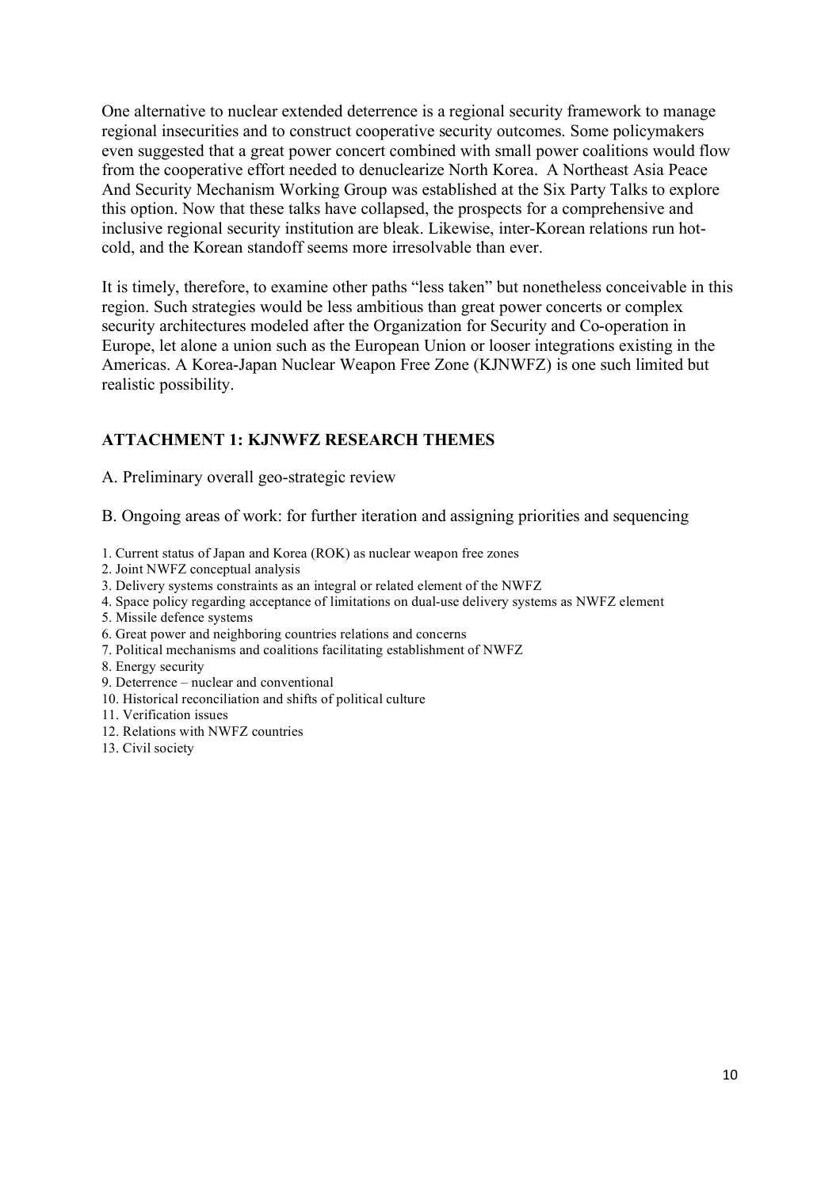One alternative to nuclear extended deterrence is a regional security framework to manage regional insecurities and to construct cooperative security outcomes. Some policymakers even suggested that a great power concert combined with small power coalitions would flow from the cooperative effort needed to denuclearize North Korea. A Northeast Asia Peace And Security Mechanism Working Group was established at the Six Party Talks to explore this option. Now that these talks have collapsed, the prospects for a comprehensive and inclusive regional security institution are bleak. Likewise, inter-Korean relations run hot-cold, and the Korean standoff seems more irresolvable than ever.

It is timely, therefore, to examine other paths "less taken" but nonetheless conceivable in this region. Such strategies would be less ambitious than great power concerts or complex security architectures modeled after the Organization for Security and Co-operation in Europe, let alone a union such as the European Union or looser integrations existing in the Americas. A Korea-Japan Nuclear Weapon Free Zone (KJNWFZ) is one such limited but realistic possibility.

## ATTACHMENT 1: KJNWFZ RESEARCH THEMES

A. Preliminary overall geo-strategic review

B. Ongoing areas of work: for further iteration and assigning priorities and sequencing

1. Current status of Japan and Korea (ROK) as nuclear weapon free zones
2. Joint NWFZ conceptual analysis
3. Delivery systems constraints as an integral or related element of the NWFZ
4. Space policy regarding acceptance of limitations on dual-use delivery systems as NWFZ element
5. Missile defence systems
6. Great power and neighboring countries relations and concerns
7. Political mechanisms and coalitions facilitating establishment of NWFZ
8. Energy security
9. Deterrence – nuclear and conventional
10. Historical reconciliation and shifts of political culture
11. Verification issues
12. Relations with NWFZ countries
13. Civil society